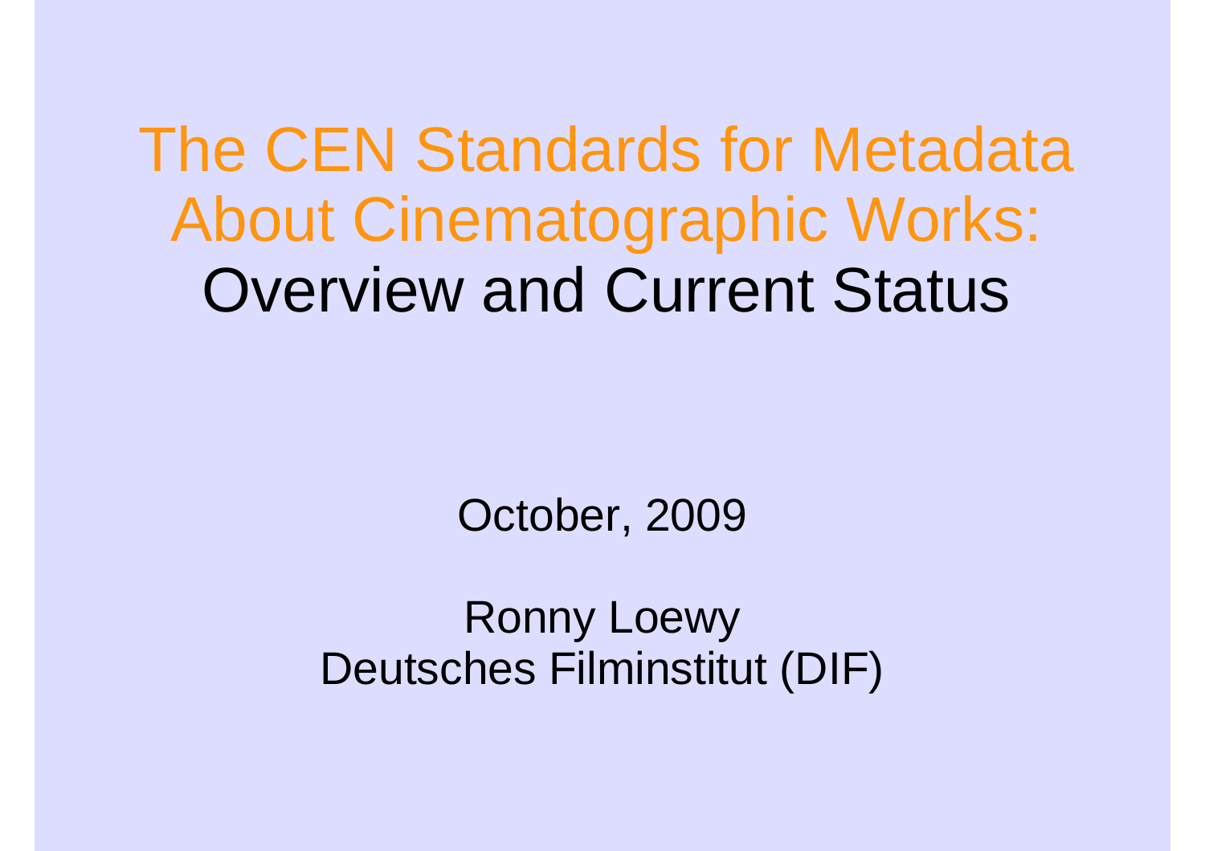# The CEN Standards for Metadata About Cinematographic Works: Overview and Current Status

October, 2009

Ronny Loewy
Deutsches Filminstitut (DIF)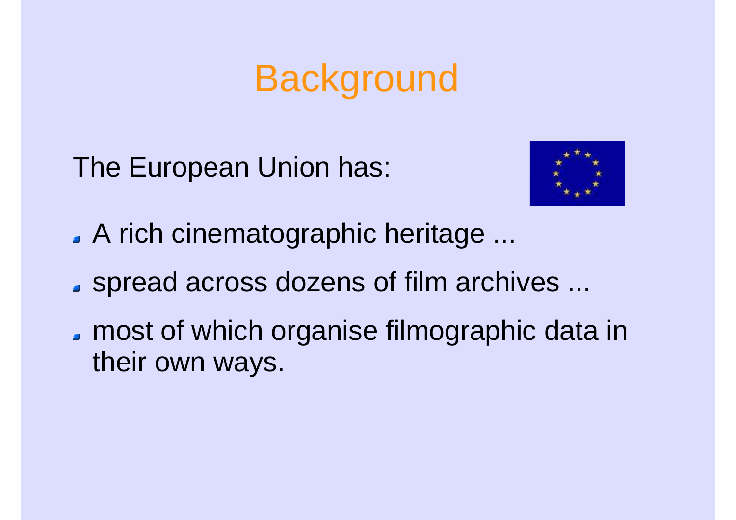# Background

The European Union has:

- A rich cinematographic heritage ...
- spread across dozens of film archives ...
- most of which organise filmographic data in their own ways.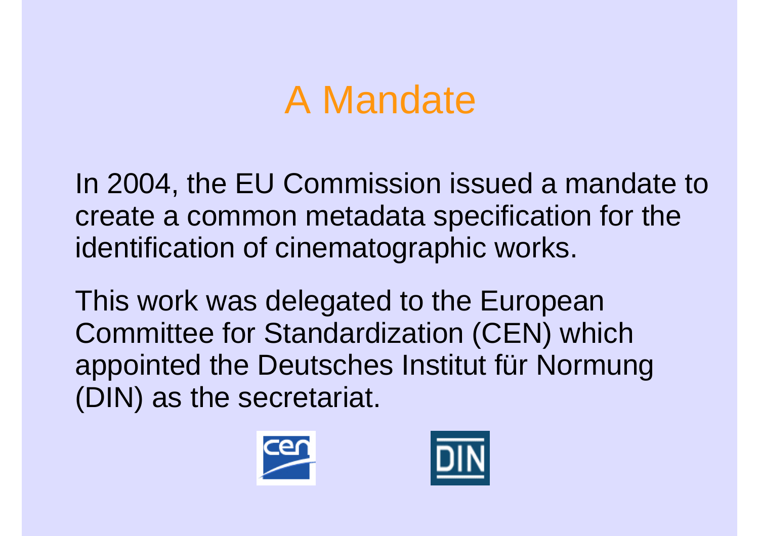# A Mandate

In 2004, the EU Commission issued a mandate to create a common metadata specification for the identification of cinematographic works.

This work was delegated to the European Committee for Standardization (CEN) which appointed the Deutsches Institut für Normung (DIN) as the secretariat.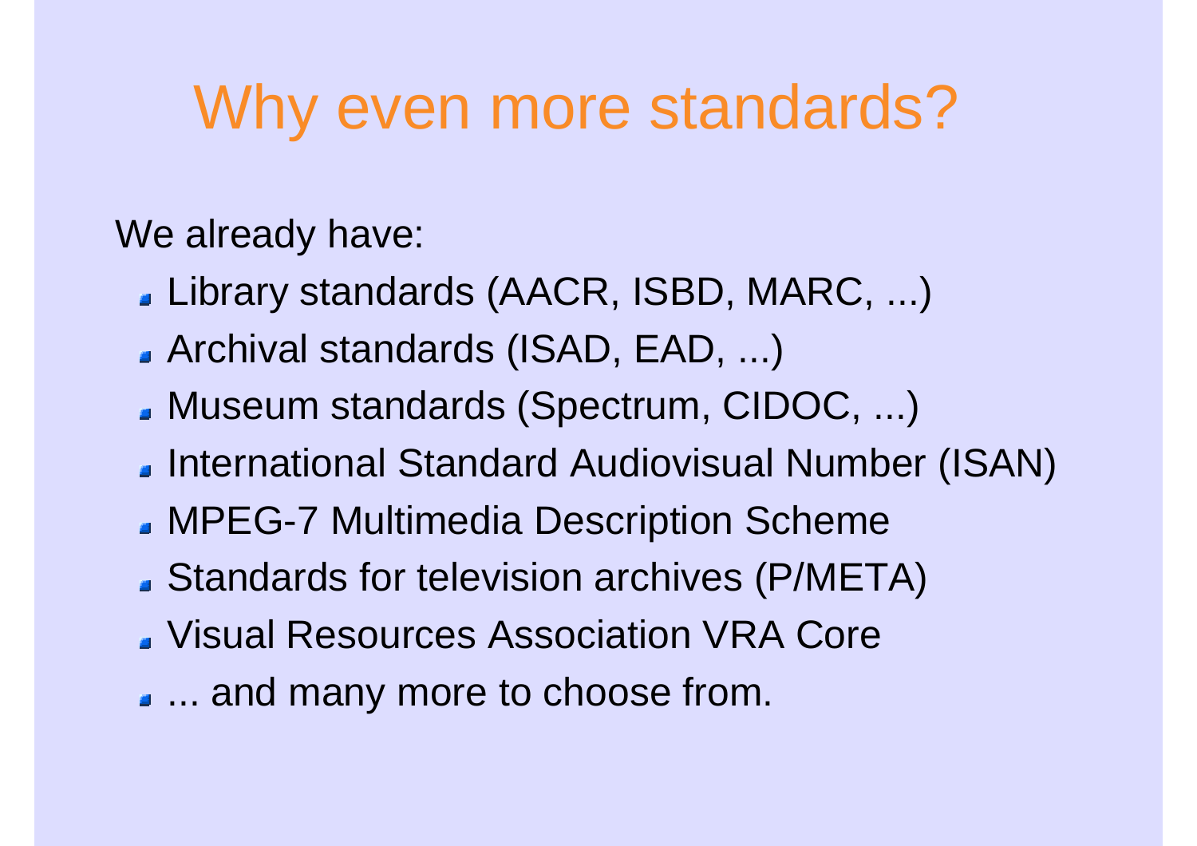# Why even more standards?

We already have:

- Library standards (AACR, ISBD, MARC, ...)
- Archival standards (ISAD, EAD, ...)
- Museum standards (Spectrum, CIDOC, ...)
- International Standard Audiovisual Number (ISAN)
- MPEG-7 Multimedia Description Scheme
- Standards for television archives (P/META)
- Visual Resources Association VRA Core
- ... and many more to choose from.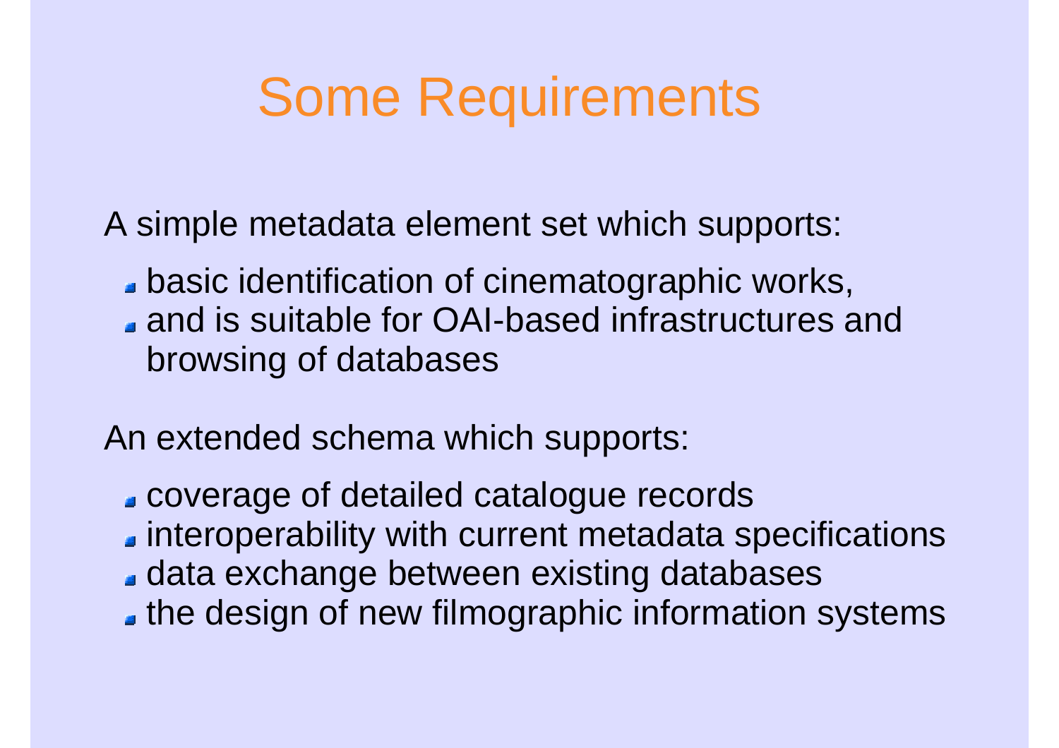# Some Requirements

A simple metadata element set which supports:

- basic identification of cinematographic works,
- and is suitable for OAI-based infrastructures and browsing of databases

An extended schema which supports:

- coverage of detailed catalogue records
- interoperability with current metadata specifications
- data exchange between existing databases
- the design of new filmographic information systems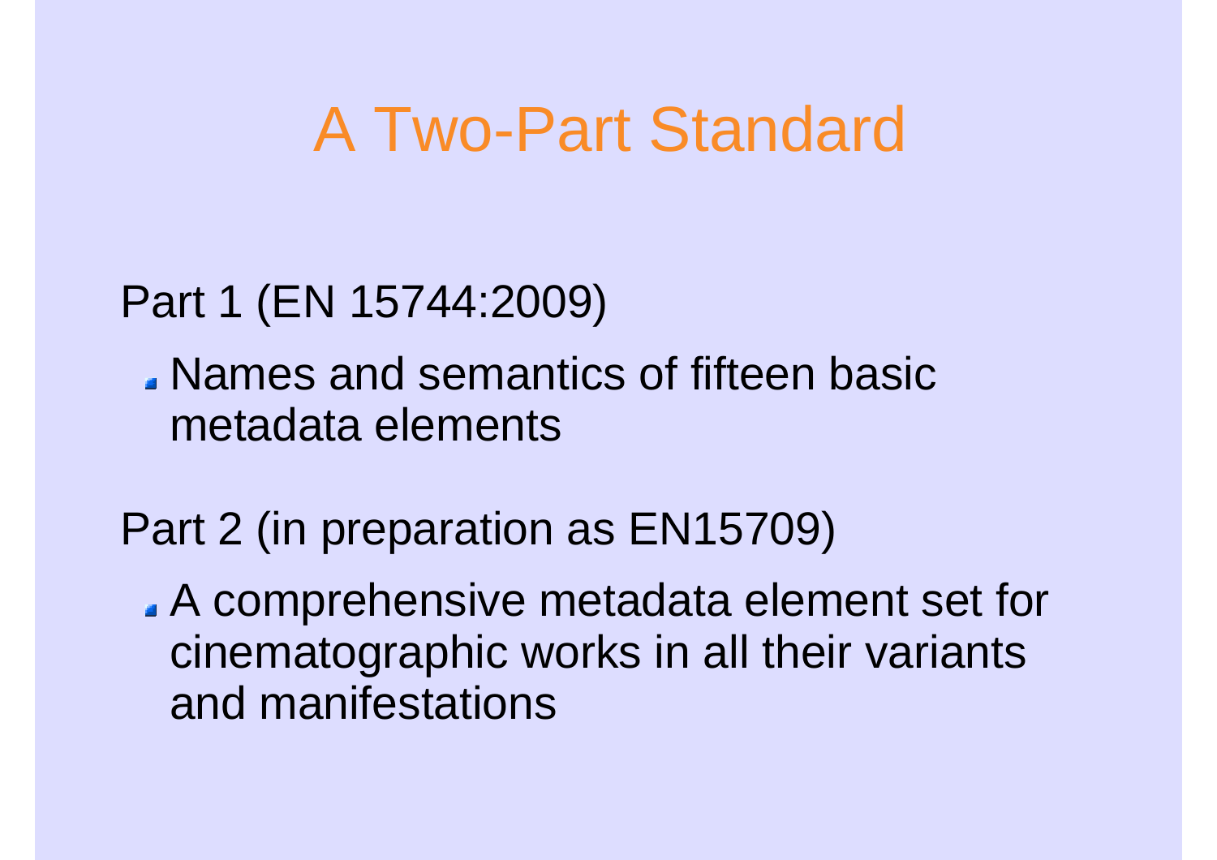# A Two-Part Standard

Part 1 (EN 15744:2009)

- Names and semantics of fifteen basic metadata elements

Part 2 (in preparation as EN15709)

- A comprehensive metadata element set for cinematographic works in all their variants and manifestations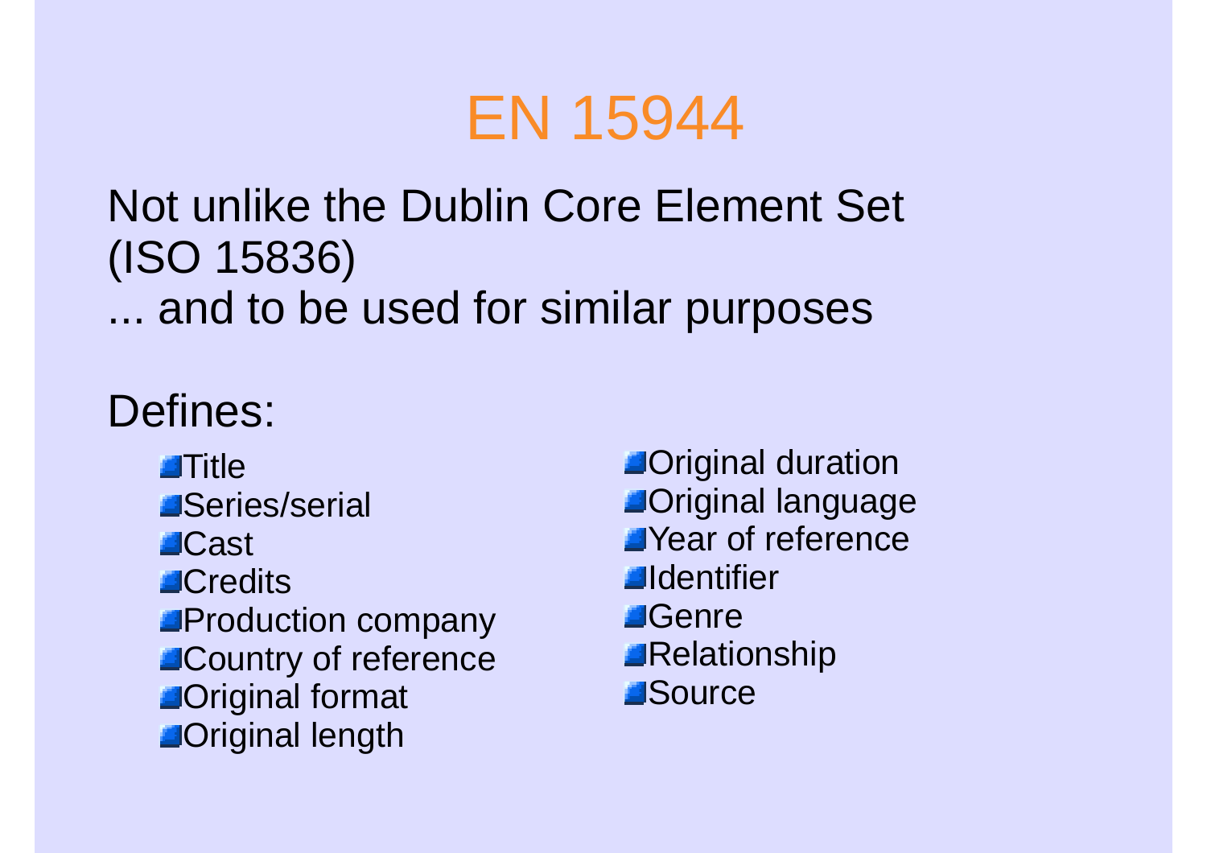# EN 15944

Not unlike the Dublin Core Element Set (ISO 15836)
... and to be used for similar purposes

Defines:

- Title
- Series/serial
- Cast
- Credits
- Production company
- Country of reference
- Original format
- Original length
- Original duration
- Original language
- Year of reference
- Identifier
- Genre
- Relationship
- Source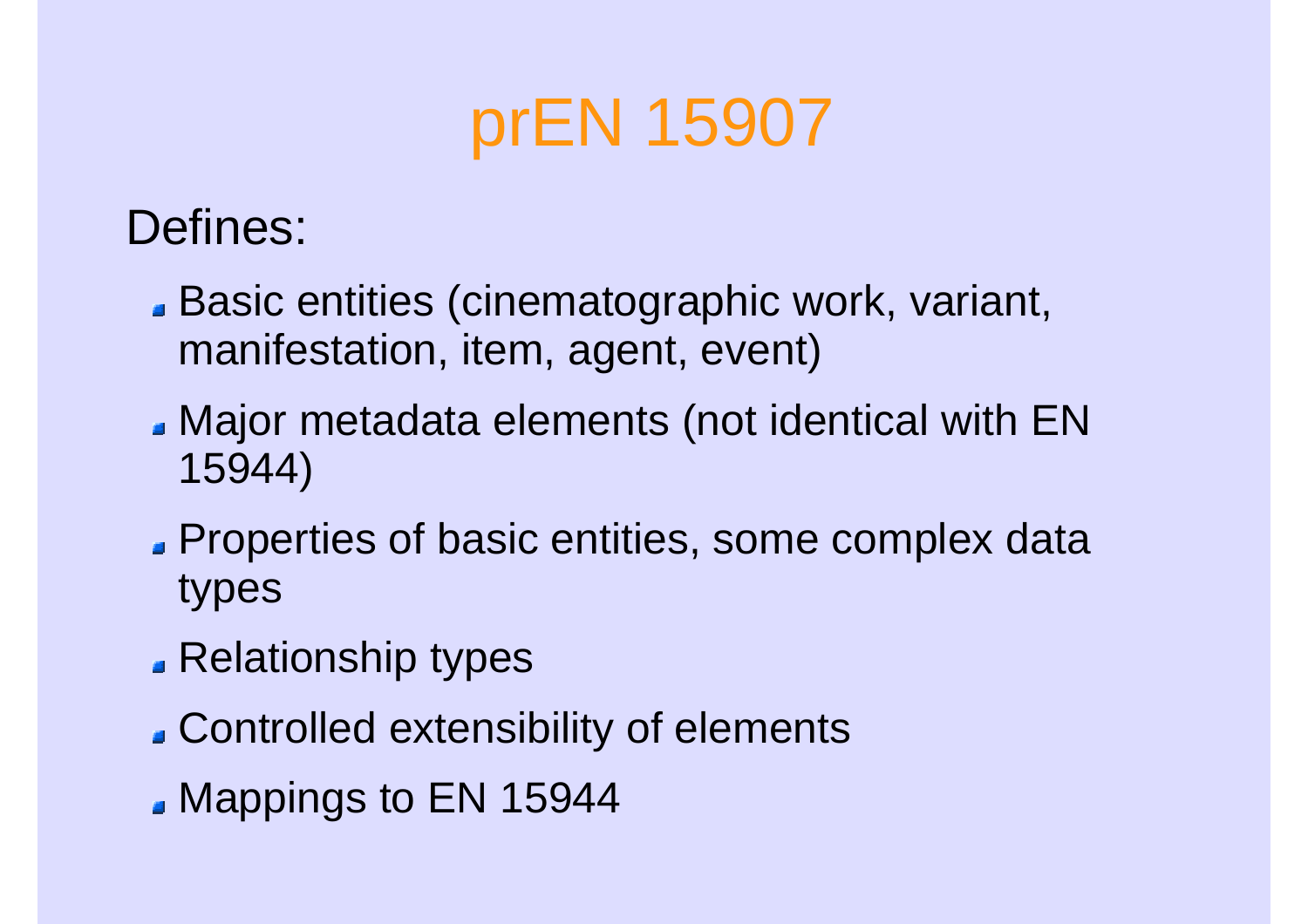# prEN 15907

Defines:

- Basic entities (cinematographic work, variant, manifestation, item, agent, event)
- Major metadata elements (not identical with EN 15944)
- Properties of basic entities, some complex data types
- Relationship types
- Controlled extensibility of elements
- Mappings to EN 15944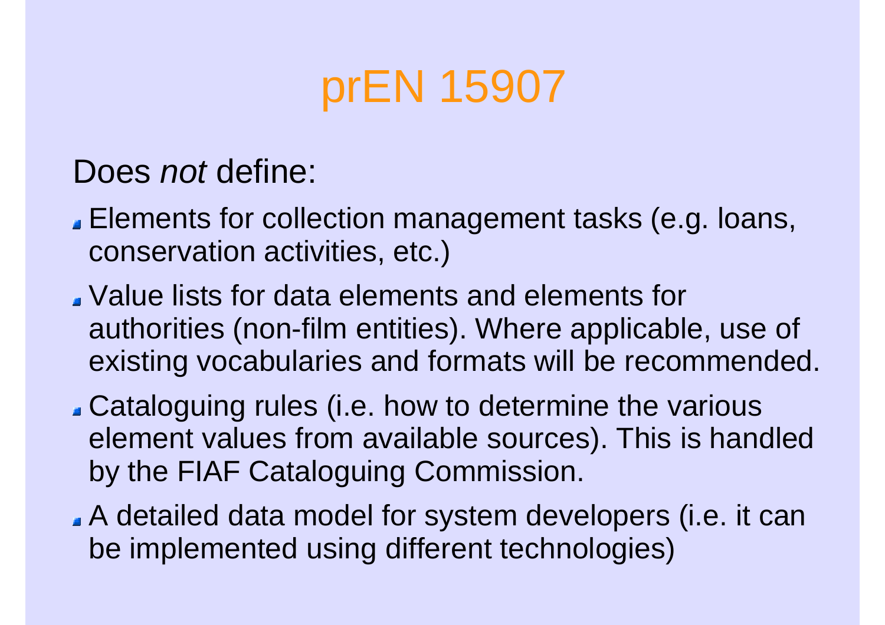# prEN 15907

Does *not* define:

- Elements for collection management tasks (e.g. loans, conservation activities, etc.)
- Value lists for data elements and elements for authorities (non-film entities). Where applicable, use of existing vocabularies and formats will be recommended.
- Cataloguing rules (i.e. how to determine the various element values from available sources). This is handled by the FIAF Cataloguing Commission.
- A detailed data model for system developers (i.e. it can be implemented using different technologies)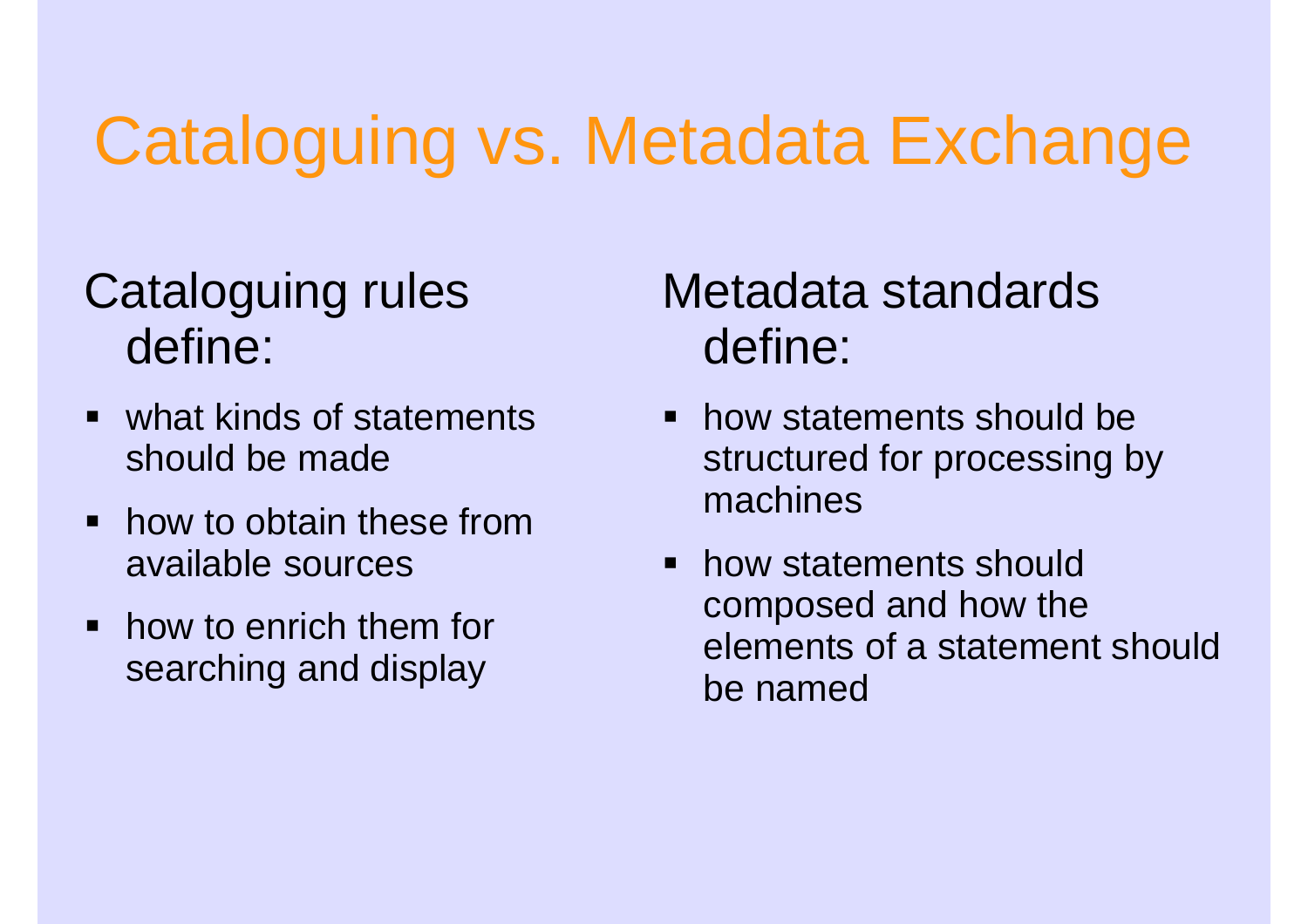# Cataloguing vs. Metadata Exchange

Cataloguing rules define:

- what kinds of statements should be made
- how to obtain these from available sources
- how to enrich them for searching and display

Metadata standards define:

- how statements should be structured for processing by machines
- how statements should composed and how the elements of a statement should be named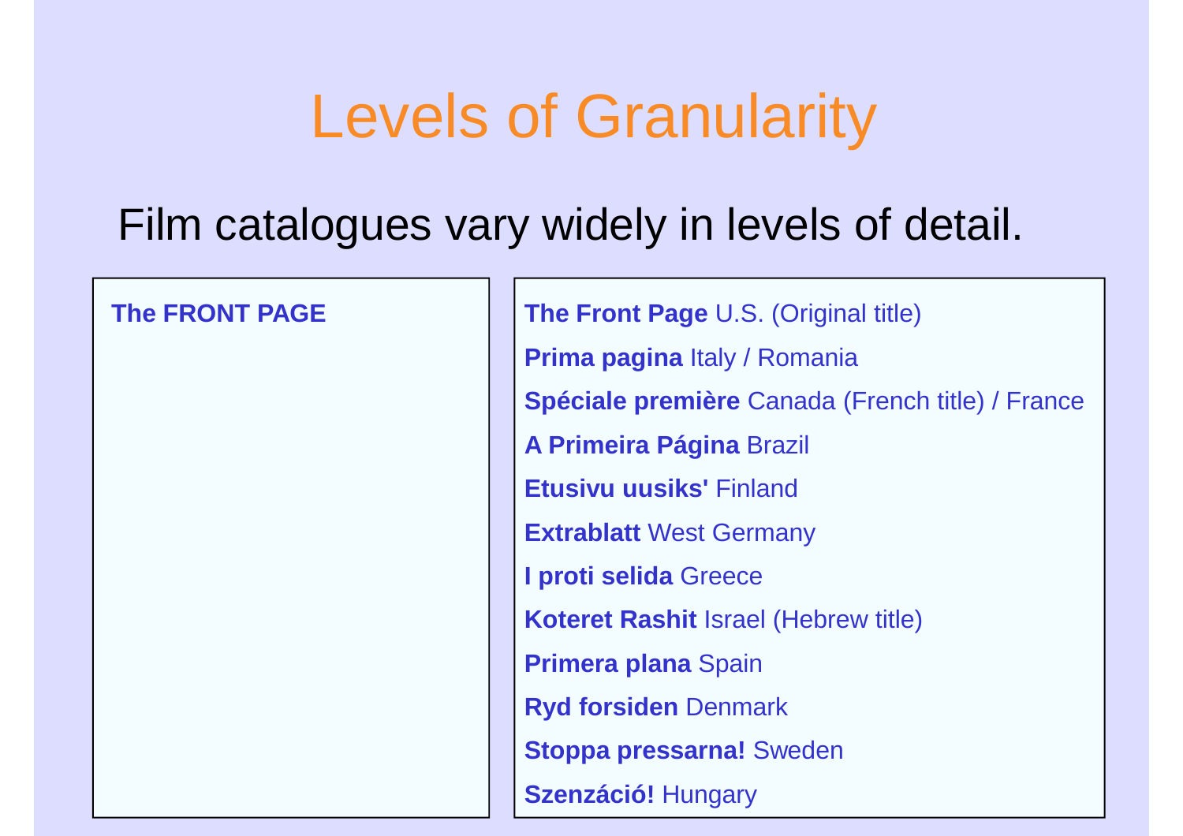# Levels of Granularity

Film catalogues vary widely in levels of detail.

**The FRONT PAGE**

**The Front Page** U.S. (Original title)

**Prima pagina** Italy / Romania

**Spéciale première** Canada (French title) / France

**A Primeira Página** Brazil

**Etusivu uusiks'** Finland

**Extrablatt** West Germany

**I proti selida** Greece

**Koteret Rashit** Israel (Hebrew title)

**Primera plana** Spain

**Ryd forsiden** Denmark

**Stoppa pressarna!** Sweden

**Szenzáció!** Hungary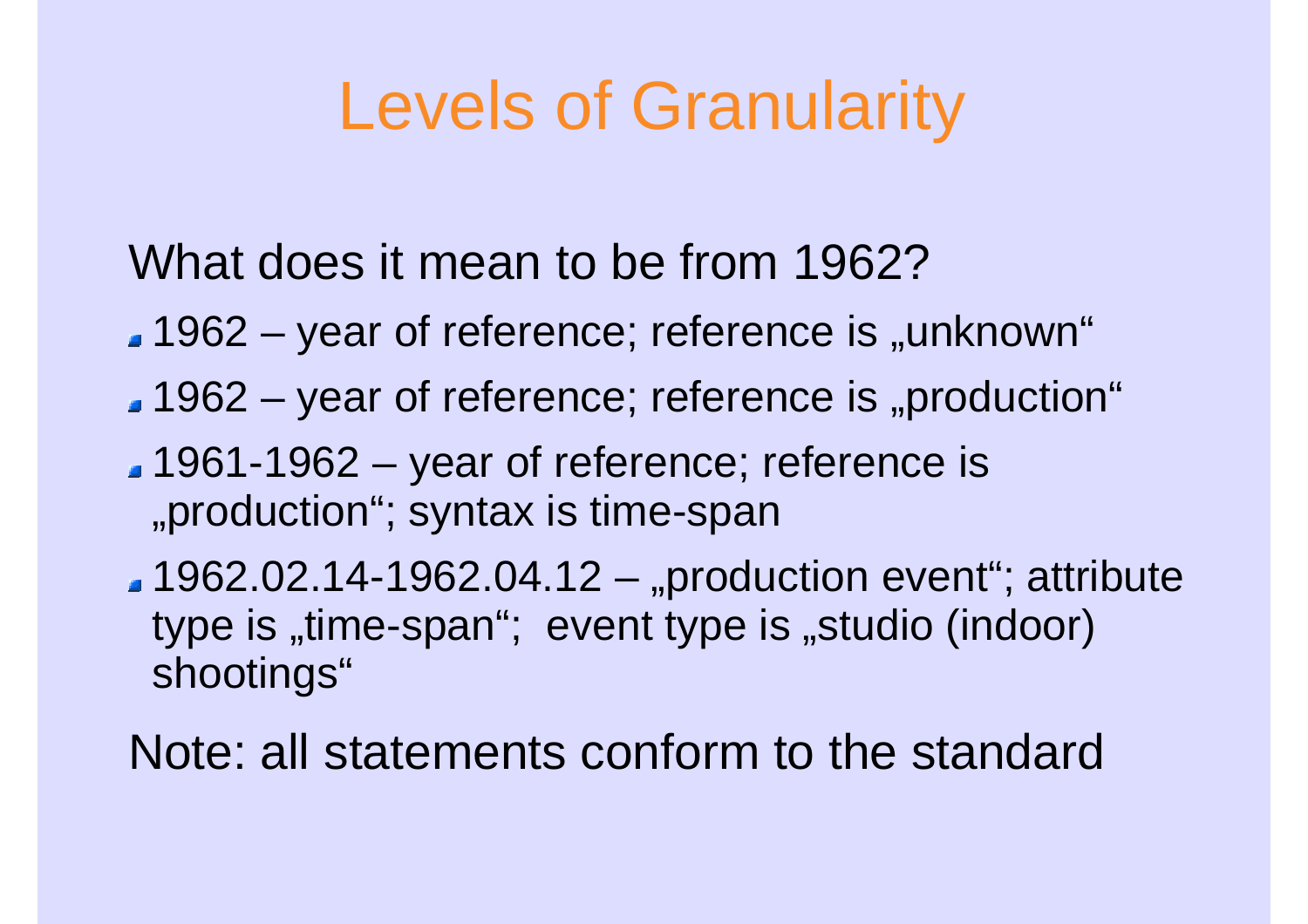# Levels of Granularity

What does it mean to be from 1962?

- 1962 – year of reference; reference is „unknown“
- 1962 – year of reference; reference is „production“
- 1961-1962 – year of reference; reference is „production“; syntax is time-span
- 1962.02.14-1962.04.12 – „production event“; attribute type is „time-span“; event type is „studio (indoor) shootings“

Note: all statements conform to the standard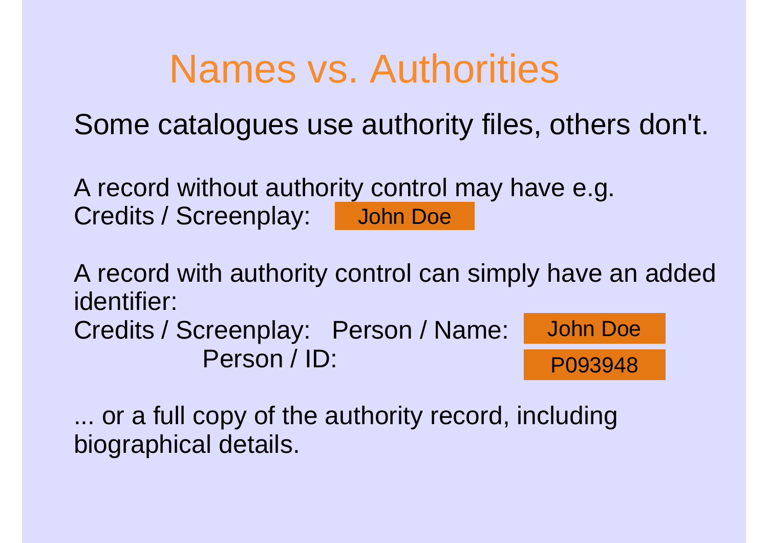# Names vs. Authorities

Some catalogues use authority files, others don't.

A record without authority control may have e.g.
Credits / Screenplay: John Doe

A record with authority control can simply have an added identifier:

Credits / Screenplay: Person / Name: John Doe
Person / ID: P093948

... or a full copy of the authority record, including biographical details.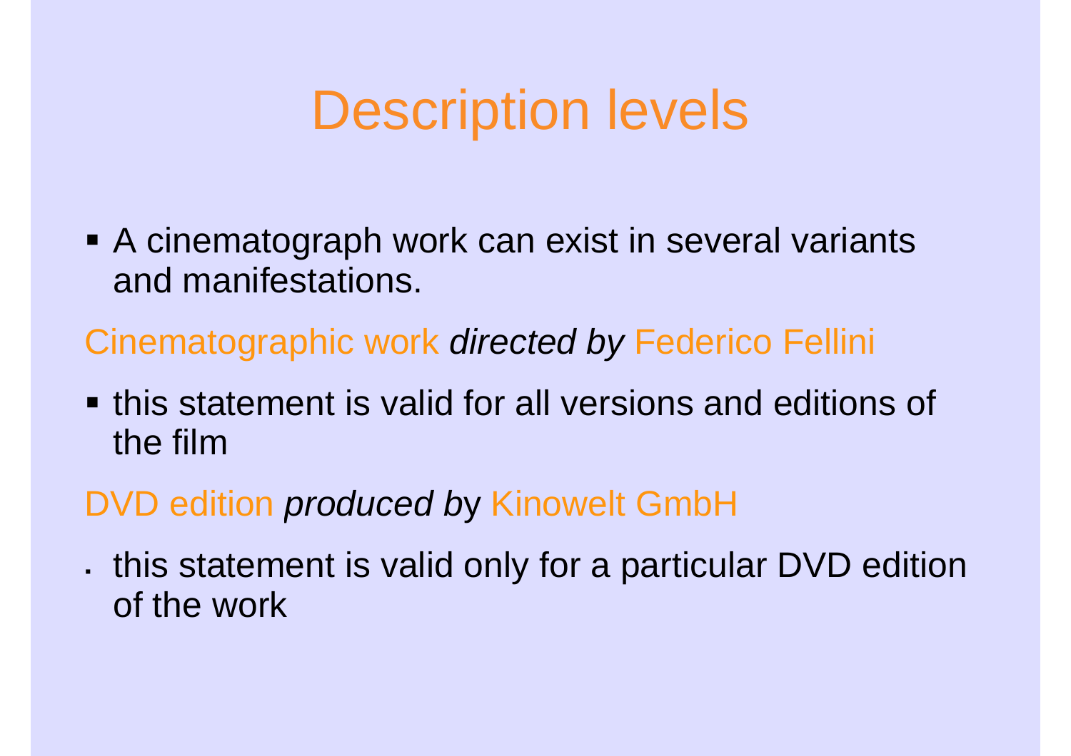# Description levels

- A cinematograph work can exist in several variants and manifestations.

Cinematographic work *directed by* Federico Fellini

- this statement is valid for all versions and editions of the film

DVD edition *produced by* Kinowelt GmbH

- this statement is valid only for a particular DVD edition of the work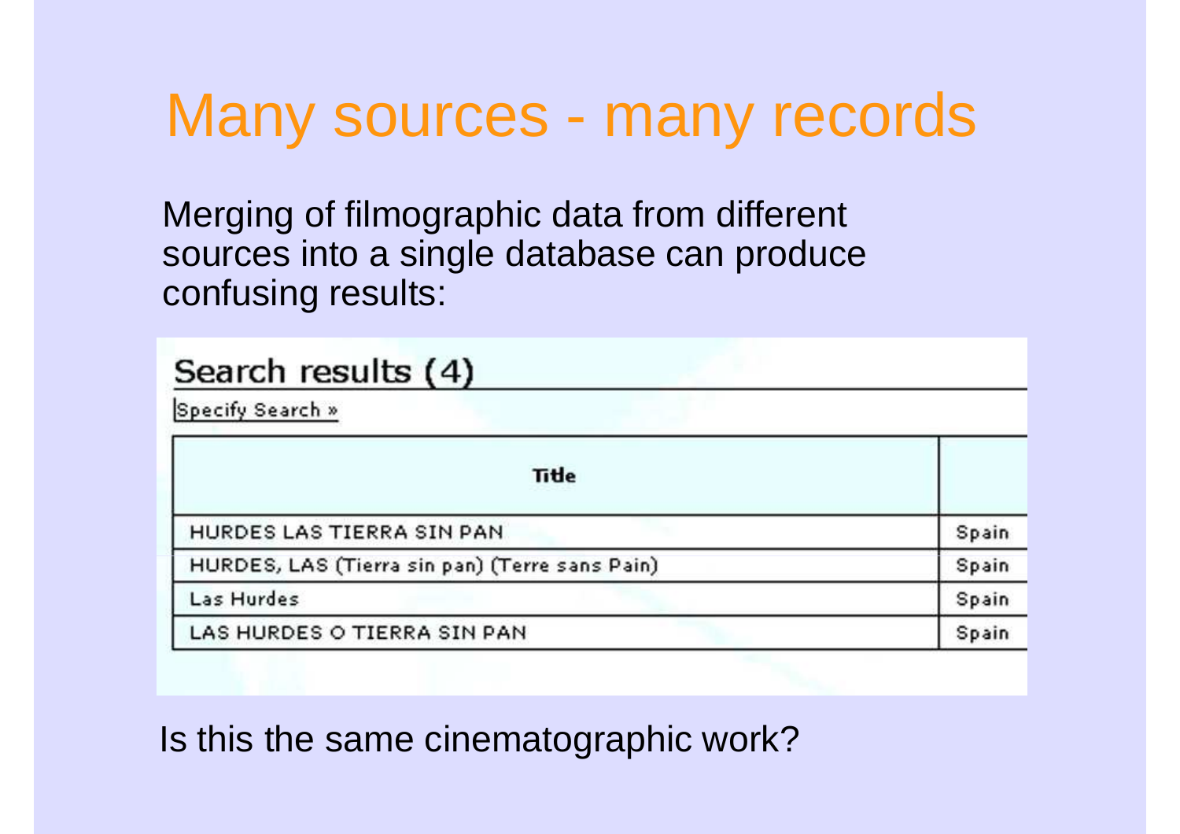# Many sources - many records

Merging of filmographic data from different sources into a single database can produce confusing results:

## Search results (4)

Specify Search »

| Title | |
|---|---|
| HURDES LAS TIERRA SIN PAN | Spain |
| HURDES, LAS (Tierra sin pan) (Terre sans Pain) | Spain |
| Las Hurdes | Spain |
| LAS HURDES O TIERRA SIN PAN | Spain |

Is this the same cinematographic work?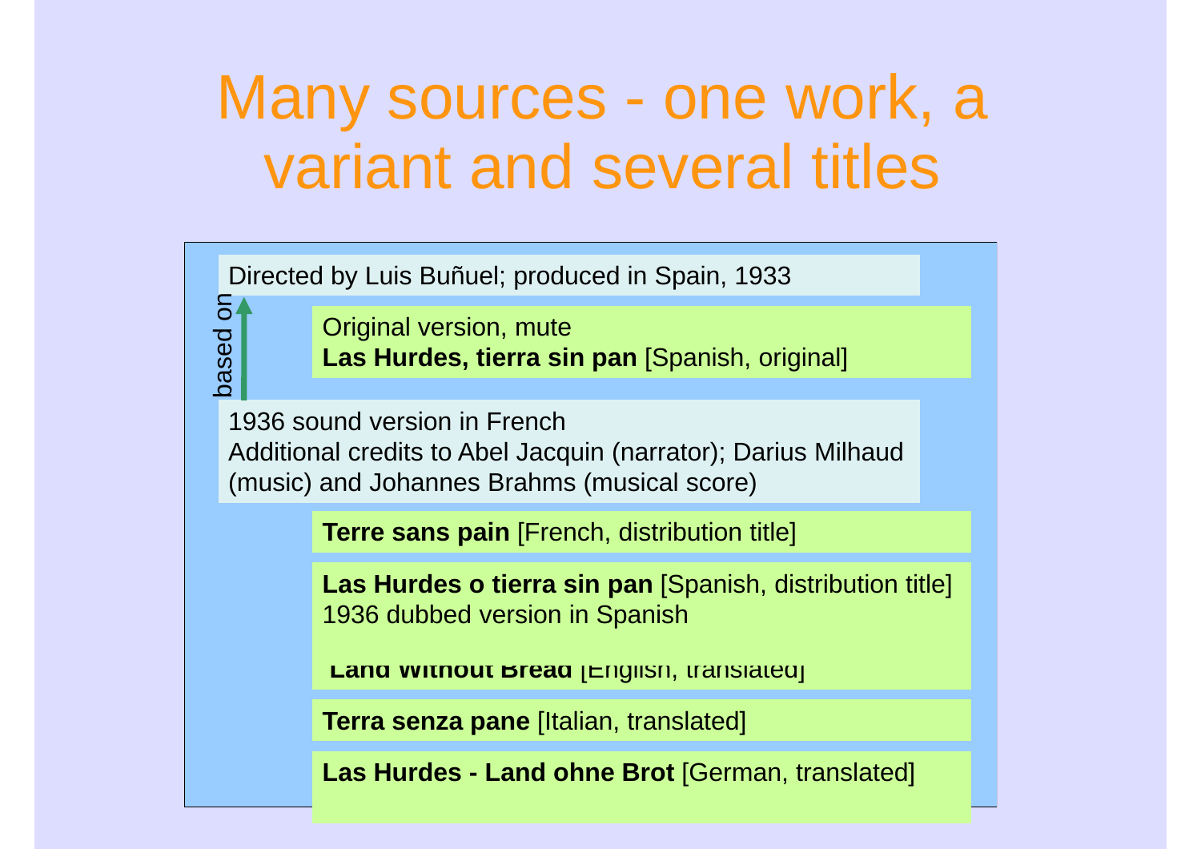# Many sources - one work, a variant and several titles

Directed by Luis Buñuel; produced in Spain, 1933

based on

Original version, mute
**Las Hurdes, tierra sin pan** [Spanish, original]

1936 sound version in French
Additional credits to Abel Jacquin (narrator); Darius Milhaud (music) and Johannes Brahms (musical score)

**Terre sans pain** [French, distribution title]

**Las Hurdes o tierra sin pan** [Spanish, distribution title]
1936 dubbed version in Spanish

**Land Without Bread** [English, translated]

**Terra senza pane** [Italian, translated]

**Las Hurdes - Land ohne Brot** [German, translated]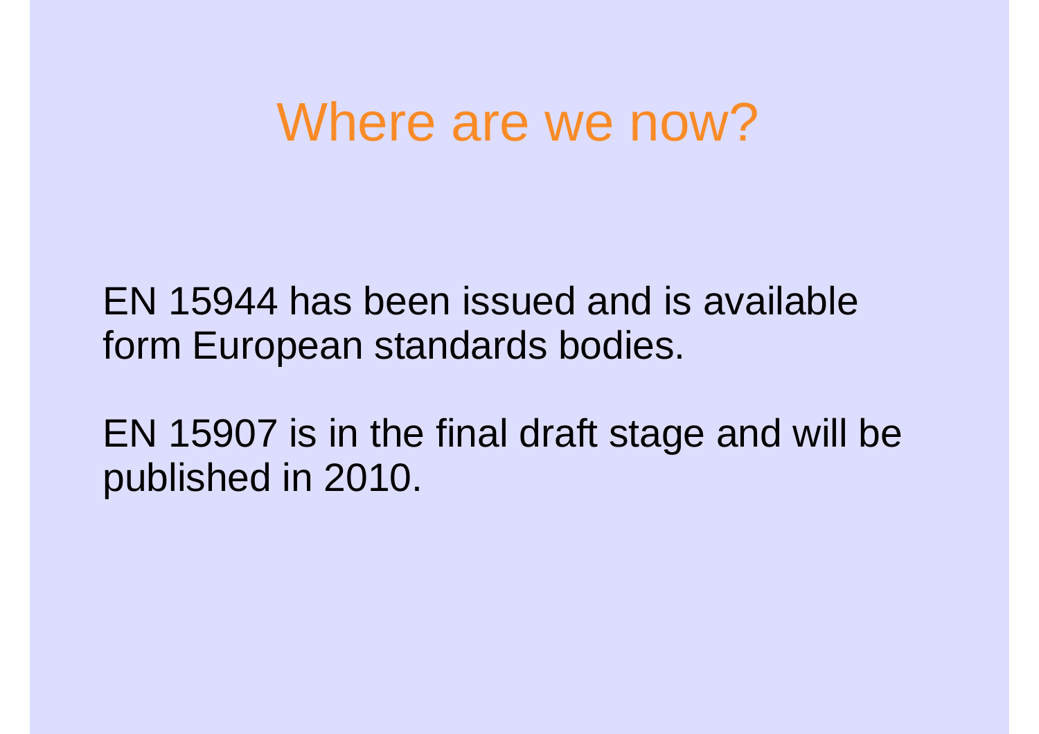# Where are we now?

EN 15944 has been issued and is available form European standards bodies.

EN 15907 is in the final draft stage and will be published in 2010.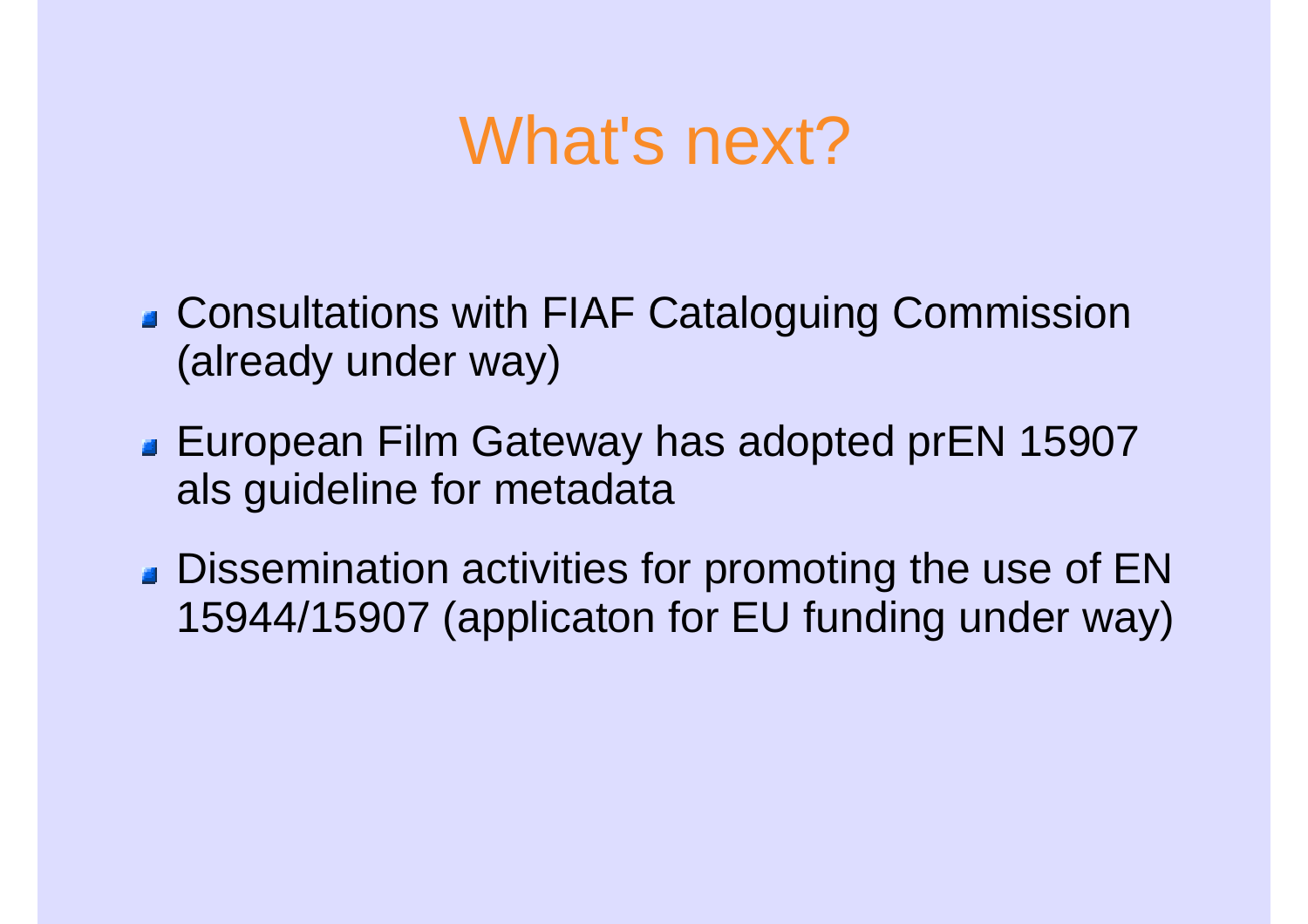# What's next?

- Consultations with FIAF Cataloguing Commission (already under way)
- European Film Gateway has adopted prEN 15907 als guideline for metadata
- Dissemination activities for promoting the use of EN 15944/15907 (applicaton for EU funding under way)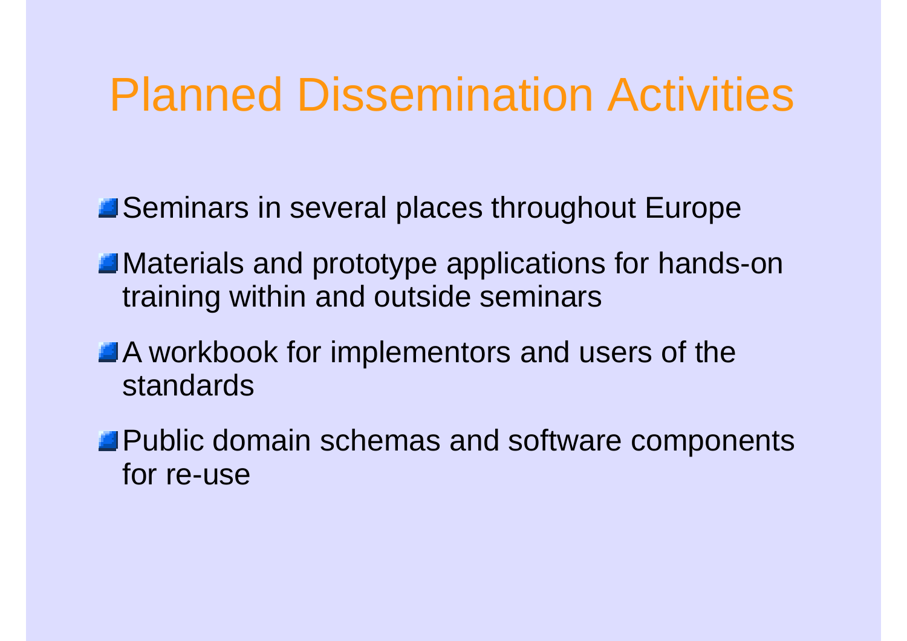# Planned Dissemination Activities

- Seminars in several places throughout Europe
- Materials and prototype applications for hands-on training within and outside seminars
- A workbook for implementors and users of the standards
- Public domain schemas and software components for re-use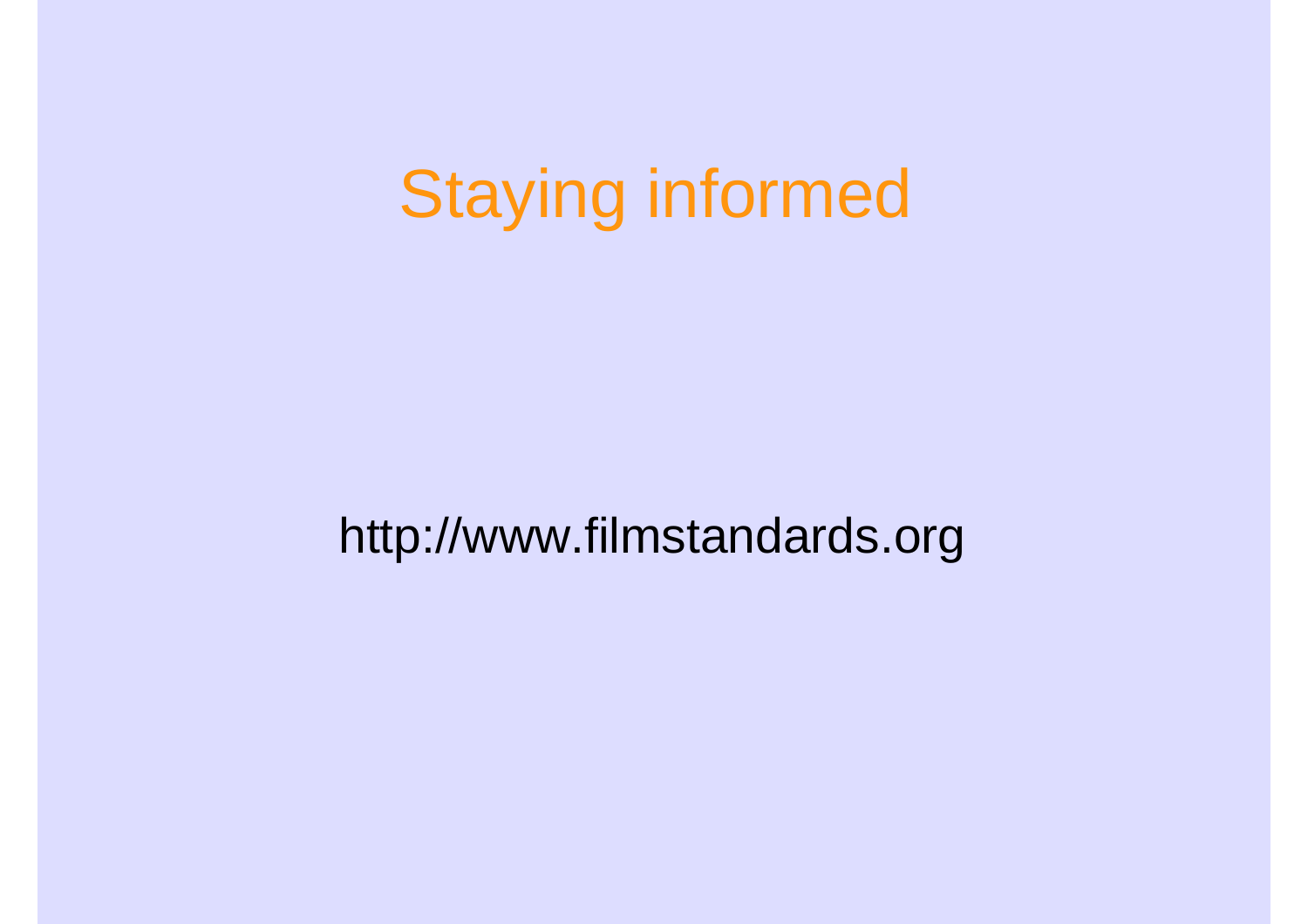# Staying informed

http://www.filmstandards.org